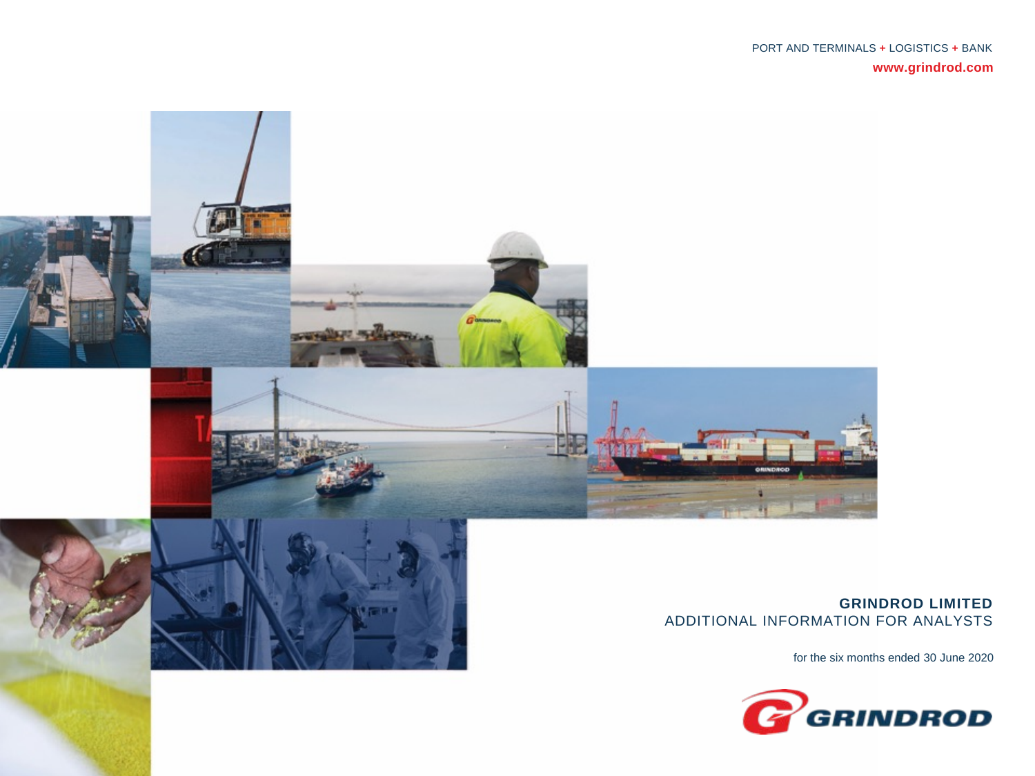PORT AND TERMINALS + LOGISTICS + BANK

**www.grindrod.com**

# GRINDROD LIMITED

## ADDITIONAL INFORMATION FOR ANALYSTS

for the six months ended 30 June 2020

GRINDROD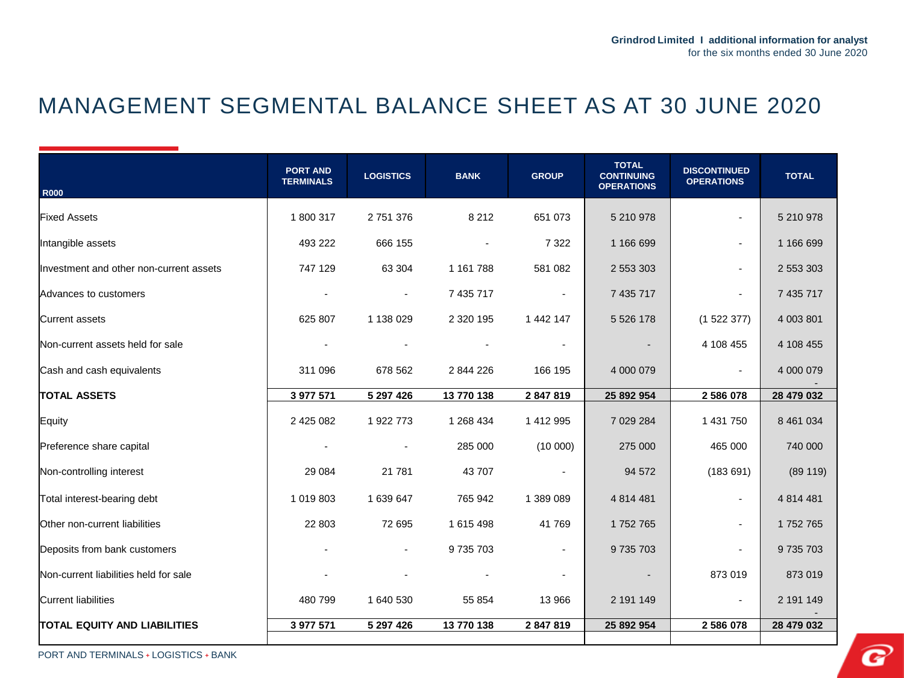# MANAGEMENT SEGMENTAL BALANCE SHEET AS AT 30 JUNE 2020

| R000 | PORT AND TERMINALS | LOGISTICS | BANK | GROUP | TOTAL CONTINUING OPERATIONS | DISCONTINUED OPERATIONS | TOTAL |
|---|---|---|---|---|---|---|---|
| Fixed Assets | 1 800 317 | 2 751 376 | 8 212 | 651 073 | 5 210 978 | - | 5 210 978 |
| Intangible assets | 493 222 | 666 155 | - | 7 322 | 1 166 699 | - | 1 166 699 |
| Investment and other non-current assets | 747 129 | 63 304 | 1 161 788 | 581 082 | 2 553 303 | - | 2 553 303 |
| Advances to customers | - | - | 7 435 717 | - | 7 435 717 | - | 7 435 717 |
| Current assets | 625 807 | 1 138 029 | 2 320 195 | 1 442 147 | 5 526 178 | (1 522 377) | 4 003 801 |
| Non-current assets held for sale | - | - | - | - | - | 4 108 455 | 4 108 455 |
| Cash and cash equivalents | 311 096 | 678 562 | 2 844 226 | 166 195 | 4 000 079 | - | 4 000 079 |
| **TOTAL ASSETS** | **3 977 571** | **5 297 426** | **13 770 138** | **2 847 819** | **25 892 954** | **2 586 078** | **28 479 032** |
| Equity | 2 425 082 | 1 922 773 | 1 268 434 | 1 412 995 | 7 029 284 | 1 431 750 | 8 461 034 |
| Preference share capital | - | - | 285 000 | (10 000) | 275 000 | 465 000 | 740 000 |
| Non-controlling interest | 29 084 | 21 781 | 43 707 | - | 94 572 | (183 691) | (89 119) |
| Total interest-bearing debt | 1 019 803 | 1 639 647 | 765 942 | 1 389 089 | 4 814 481 | - | 4 814 481 |
| Other non-current liabilities | 22 803 | 72 695 | 1 615 498 | 41 769 | 1 752 765 | - | 1 752 765 |
| Deposits from bank customers | - | - | 9 735 703 | - | 9 735 703 | - | 9 735 703 |
| Non-current liabilities held for sale | - | - | - | - | - | 873 019 | 873 019 |
| Current liabilities | 480 799 | 1 640 530 | 55 854 | 13 966 | 2 191 149 | - | 2 191 149 |
| **TOTAL EQUITY AND LIABILITIES** | **3 977 571** | **5 297 426** | **13 770 138** | **2 847 819** | **25 892 954** | **2 586 078** | **28 479 032** |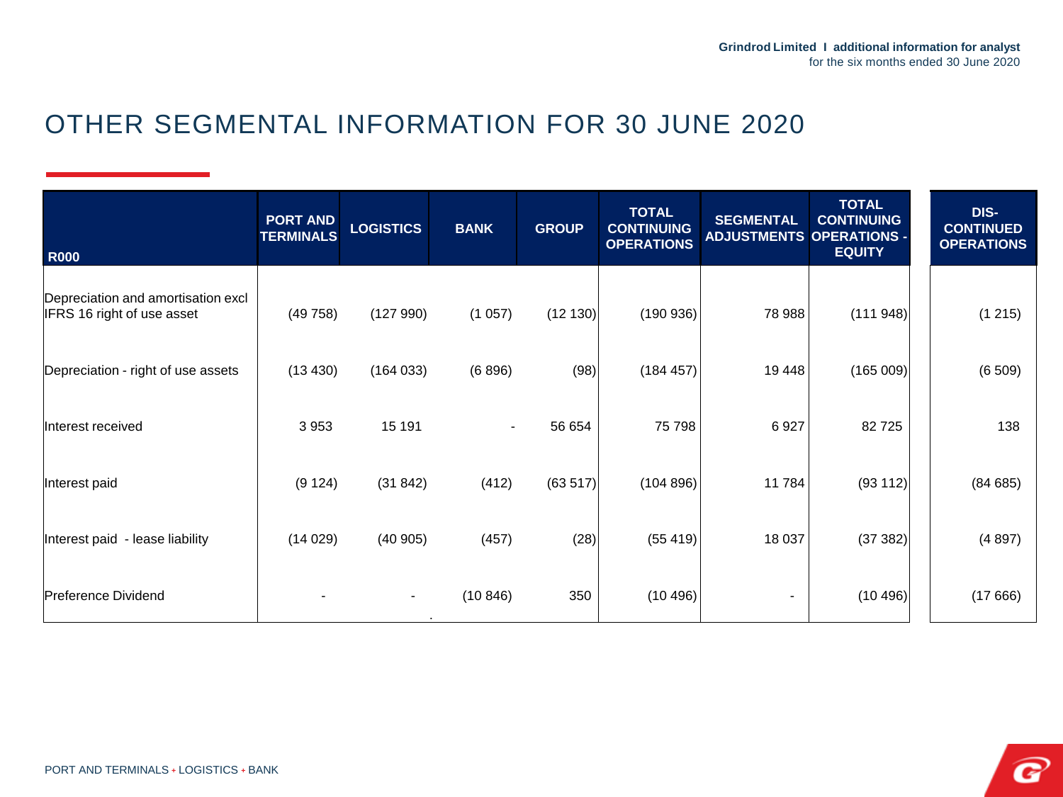# OTHER SEGMENTAL INFORMATION FOR 30 JUNE 2020

| R000 | PORT AND TERMINALS | LOGISTICS | BANK | GROUP | TOTAL CONTINUING OPERATIONS | SEGMENTAL ADJUSTMENTS | TOTAL CONTINUING OPERATIONS - EQUITY | DIS-CONTINUED OPERATIONS |
|---|---|---|---|---|---|---|---|---|
| Depreciation and amortisation excl IFRS 16 right of use asset | (49 758) | (127 990) | (1 057) | (12 130) | (190 936) | 78 988 | (111 948) | (1 215) |
| Depreciation - right of use assets | (13 430) | (164 033) | (6 896) | (98) | (184 457) | 19 448 | (165 009) | (6 509) |
| Interest received | 3 953 | 15 191 | - | 56 654 | 75 798 | 6 927 | 82 725 | 138 |
| Interest paid | (9 124) | (31 842) | (412) | (63 517) | (104 896) | 11 784 | (93 112) | (84 685) |
| Interest paid - lease liability | (14 029) | (40 905) | (457) | (28) | (55 419) | 18 037 | (37 382) | (4 897) |
| Preference Dividend | - | - | (10 846) | 350 | (10 496) | - | (10 496) | (17 666) |

PORT AND TERMINALS + LOGISTICS + BANK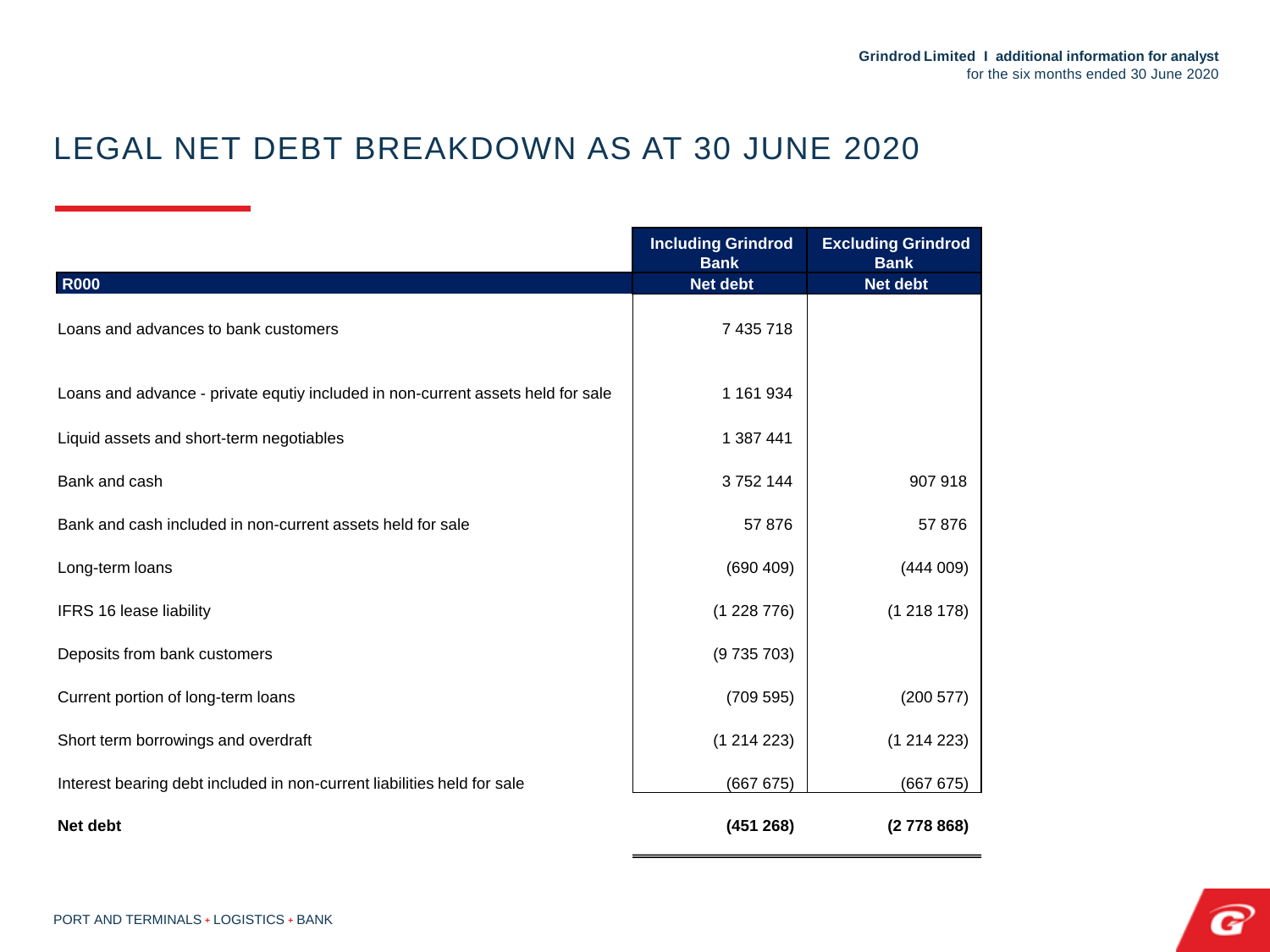# LEGAL NET DEBT BREAKDOWN AS AT 30 JUNE 2020

| R000 | Including Grindrod Bank<br>Net debt | Excluding Grindrod Bank<br>Net debt |
|---|---|---|
| Loans and advances to bank customers | 7 435 718 | |
| Loans and advance - private equtiy included in non-current assets held for sale | 1 161 934 | |
| Liquid assets and short-term negotiables | 1 387 441 | |
| Bank and cash | 3 752 144 | 907 918 |
| Bank and cash included in non-current assets held for sale | 57 876 | 57 876 |
| Long-term loans | (690 409) | (444 009) |
| IFRS 16 lease liability | (1 228 776) | (1 218 178) |
| Deposits from bank customers | (9 735 703) | |
| Current portion of long-term loans | (709 595) | (200 577) |
| Short term borrowings and overdraft | (1 214 223) | (1 214 223) |
| Interest bearing debt included in non-current liabilities held for sale | (667 675) | (667 675) |
| **Net debt** | **(451 268)** | **(2 778 868)** |

PORT AND TERMINALS + LOGISTICS + BANK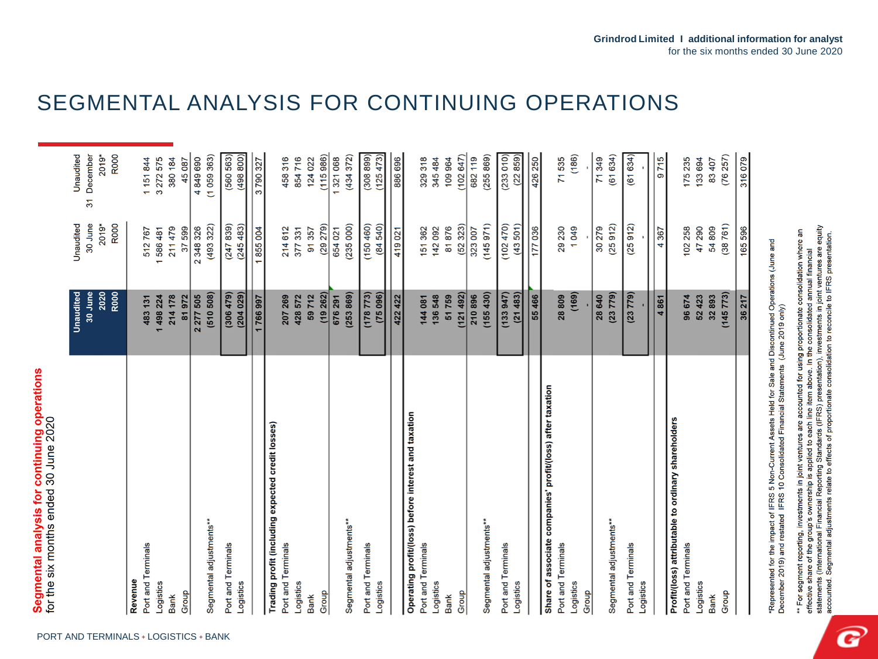# SEGMENTAL ANALYSIS FOR CONTINUING OPERATIONS

## Segmental analysis for continuing operations
for the six months ended 30 June 2020

| | Unaudited 30 June 2020 R000 | Unaudited 30 June 2019* R000 | Unaudited 31 December 2019* R000 |
|---|---|---|---|
| **Revenue** | | | |
| Port and Terminals | 483 131 | 512 767 | 1 151 844 |
| Logistics | 1 498 224 | 1 586 481 | 3 272 575 |
| Bank | 214 178 | 211 479 | 380 184 |
| Group | 81 972 | 37 599 | 45 087 |
| | 2 277 505 | 2 348 326 | 4 849 690 |
| Segmental adjustments** | (510 508) | (493 322) | (1 059 363) |
| Port and Terminals | (306 479) | (247 839) | (560 563) |
| Logistics | (204 029) | (245 483) | (498 800) |
| | 1 766 997 | 1 855 004 | 3 790 327 |
| **Trading profit (including expected credit losses)** | | | |
| Port and Terminals | 207 269 | 214 612 | 458 316 |
| Logistics | 428 572 | 377 331 | 854 716 |
| Bank | 59 712 | 91 357 | 124 022 |
| Group | (19 262) | (29 279) | (115 986) |
| | 676 291 | 654 021 | 1 321 068 |
| Segmental adjustments** | (253 869) | (235 000) | (434 372) |
| Port and Terminals | (178 773) | (150 460) | (308 899) |
| Logistics | (75 096) | (84 540) | (125 473) |
| | 422 422 | 419 021 | 886 696 |
| **Operating profit/(loss) before interest and taxation** | | | |
| Port and Terminals | 144 081 | 151 362 | 329 318 |
| Logistics | 136 548 | 142 092 | 345 484 |
| Bank | 51 759 | 81 876 | 109 964 |
| Group | (121 492) | (52 323) | (102 647) |
| | 210 896 | 323 007 | 682 119 |
| Segmental adjustments** | (155 430) | (145 971) | (255 869) |
| Port and Terminals | (133 947) | (102 470) | (233 010) |
| Logistics | (21 483) | (43 501) | (22 859) |
| | 55 466 | 177 036 | 426 250 |
| **Share of associate companies' profit/(loss) after taxation** | | | |
| Port and Terminals | 28 809 | 29 230 | 71 535 |
| Logistics | (169) | 1 049 | (186) |
| Group | - | - | - |
| | 28 640 | 30 279 | 71 349 |
| Segmental adjustments** | (23 779) | (25 912) | (61 634) |
| Port and Terminals | (23 779) | (25 912) | (61 634) |
| Logistics | - | - | - |
| | 4 861 | 4 367 | 9 715 |
| **Profit/(loss) attributable to ordinary shareholders** | | | |
| Port and Terminals | 96 674 | 102 258 | 175 235 |
| Logistics | 52 423 | 47 290 | 133 694 |
| Bank | 32 893 | 54 809 | 83 407 |
| Group | (145 773) | (38 761) | (76 257) |
| | 36 217 | 165 596 | 316 079 |

*Represented for the impact of IFRS 5 Non-Current Assets Held for Sale and Discontinued Operations (June and December 2019) and restated IFRS 10 Consolidated Financial Statements (June 2019 only)

** For segment reporting, investments in joint ventures are accounted for using proportionate consolidation where an effective share of the group's ownership is applied to each line item above. In the consolidated annual financial statements (International Financial Reporting Standards (IFRS) presentation), investments in joint ventures are equity accounted. Segmental adjustments relate to effects of proportionate consolidation to reconcile to IFRS presentation.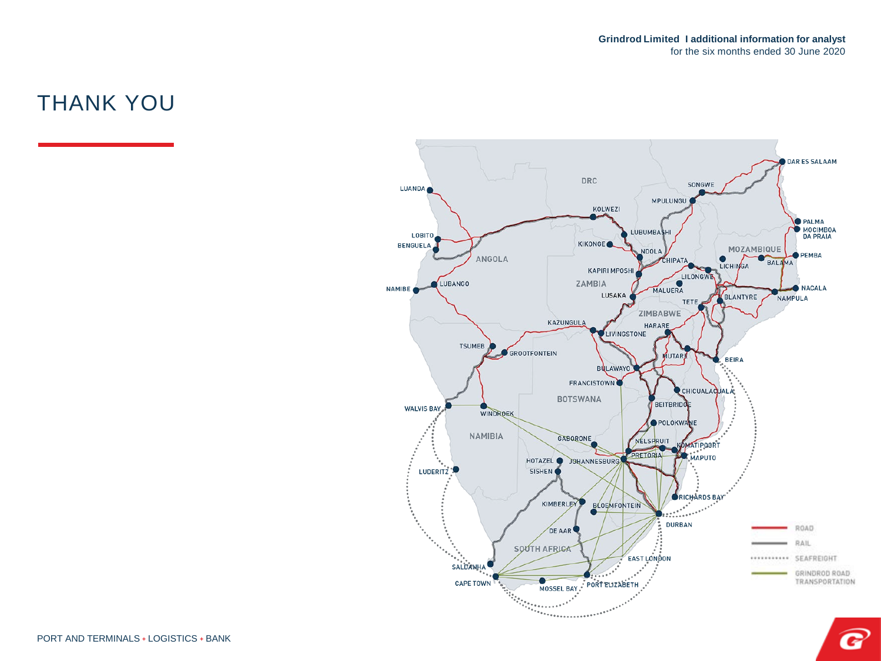# THANK YOU

DAR ES SALAAM
SONGWE
LUANDA
DRC
MPULUNGU
KOLWEZI
PALMA
MOCIMBOA DA PRAIA
LOBITO
LUBUMBASHI
BENGUELA
KIKONGE
MOZAMBIQUE
NDOLA
PEMBA
ANGOLA
CHIPATA
BALAMA
LICHINGA
KAPIRI MPOSHI
LILONGWE
NAMIBE
LUBANGO
ZAMBIA
NACALA
MALUERA
LUSAKA
BLANTYRE
NAMPULA
TETE
ZIMBABWE
KAZUNGULA
HARARE
LIVINGSTONE
TSUMEB
GROOTFONTEIN
MUTARE
BEIRA
BULAWAYO
FRANCISTOWN
CHICUALACUALA
BOTSWANA
WALVIS BAY
BEITBRIDGE
WINDHOEK
POLOKWANE
NAMIBIA
GABORONE
NELSPRUIT
KOMATIPOORT
PRETORIA
HOTAZEL
JOHANNESBURG
MAPUTO
LUDERITZ
SISHEN
RICHARDS BAY
KIMBERLEY
BLOEMFONTEIN
DURBAN
DE AAR
SOUTH AFRICA
EAST LONDON
SALDANHA
CAPE TOWN
MOSSEL BAY
PORT ELIZABETH

ROAD
RAIL
SEAFREIGHT
GRINDROD ROAD TRANSPORTATION

PORT AND TERMINALS + LOGISTICS + BANK